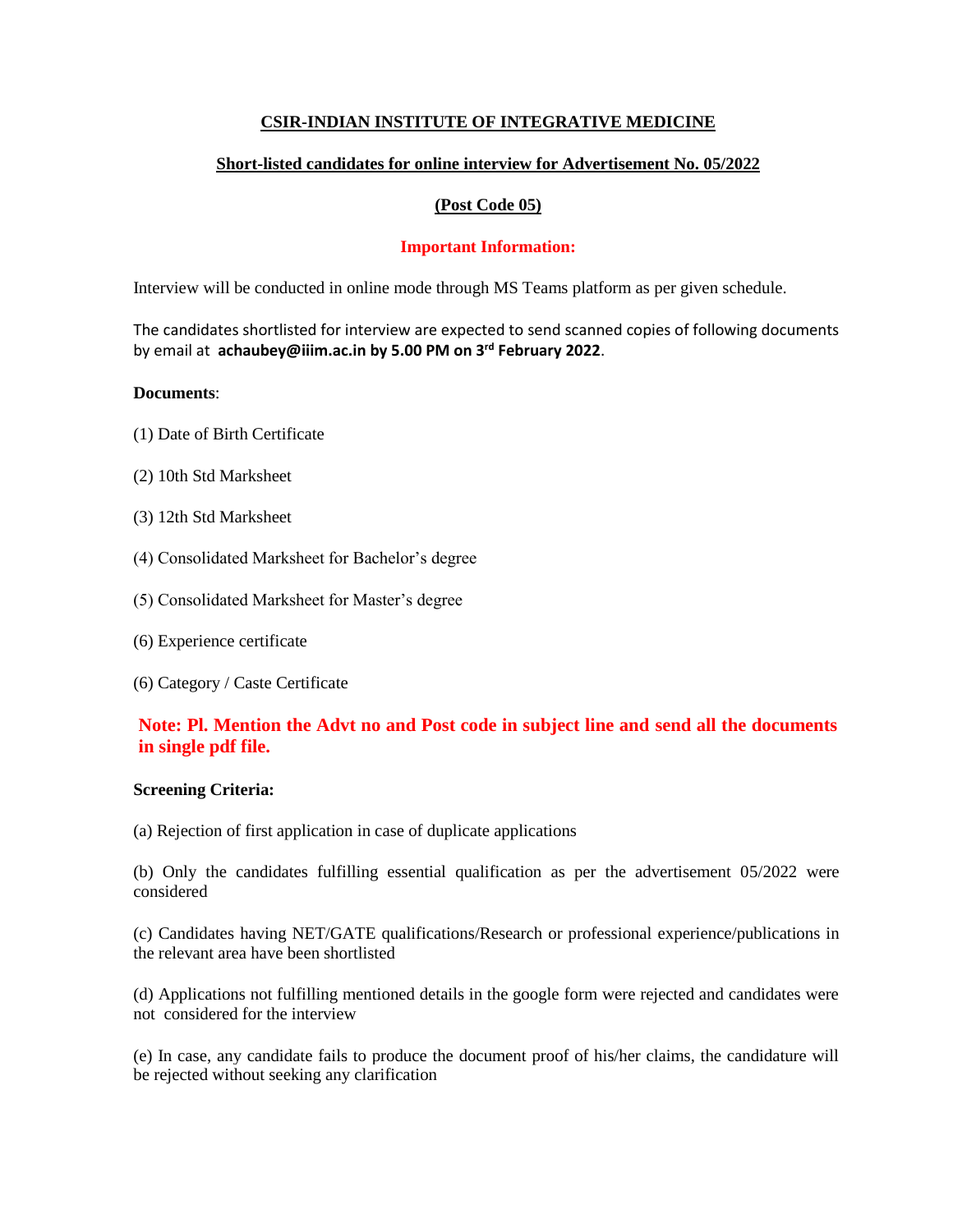# CSIR-INDIAN INSTITUTE OF INTEGRATIVE MEDICINE

## Short-listed candidates for online interview for Advertisement No. 05/2022

## (Post Code 05)

### Important Information:

Interview will be conducted in online mode through MS Teams platform as per given schedule.

The candidates shortlisted for interview are expected to send scanned copies of following documents by email at **achaubey@iiim.ac.in by 5.00 PM on 3rd February 2022**.

**Documents**:

(1) Date of Birth Certificate

(2) 10th Std Marksheet

(3) 12th Std Marksheet

(4) Consolidated Marksheet for Bachelor's degree

(5) Consolidated Marksheet for Master's degree

(6) Experience certificate

(6) Category / Caste Certificate

**Note: Pl. Mention the Advt no and Post code in subject line and send all the documents in single pdf file.**

**Screening Criteria:**

(a) Rejection of first application in case of duplicate applications

(b) Only the candidates fulfilling essential qualification as per the advertisement 05/2022 were considered

(c) Candidates having NET/GATE qualifications/Research or professional experience/publications in the relevant area have been shortlisted

(d) Applications not fulfilling mentioned details in the google form were rejected and candidates were not considered for the interview

(e) In case, any candidate fails to produce the document proof of his/her claims, the candidature will be rejected without seeking any clarification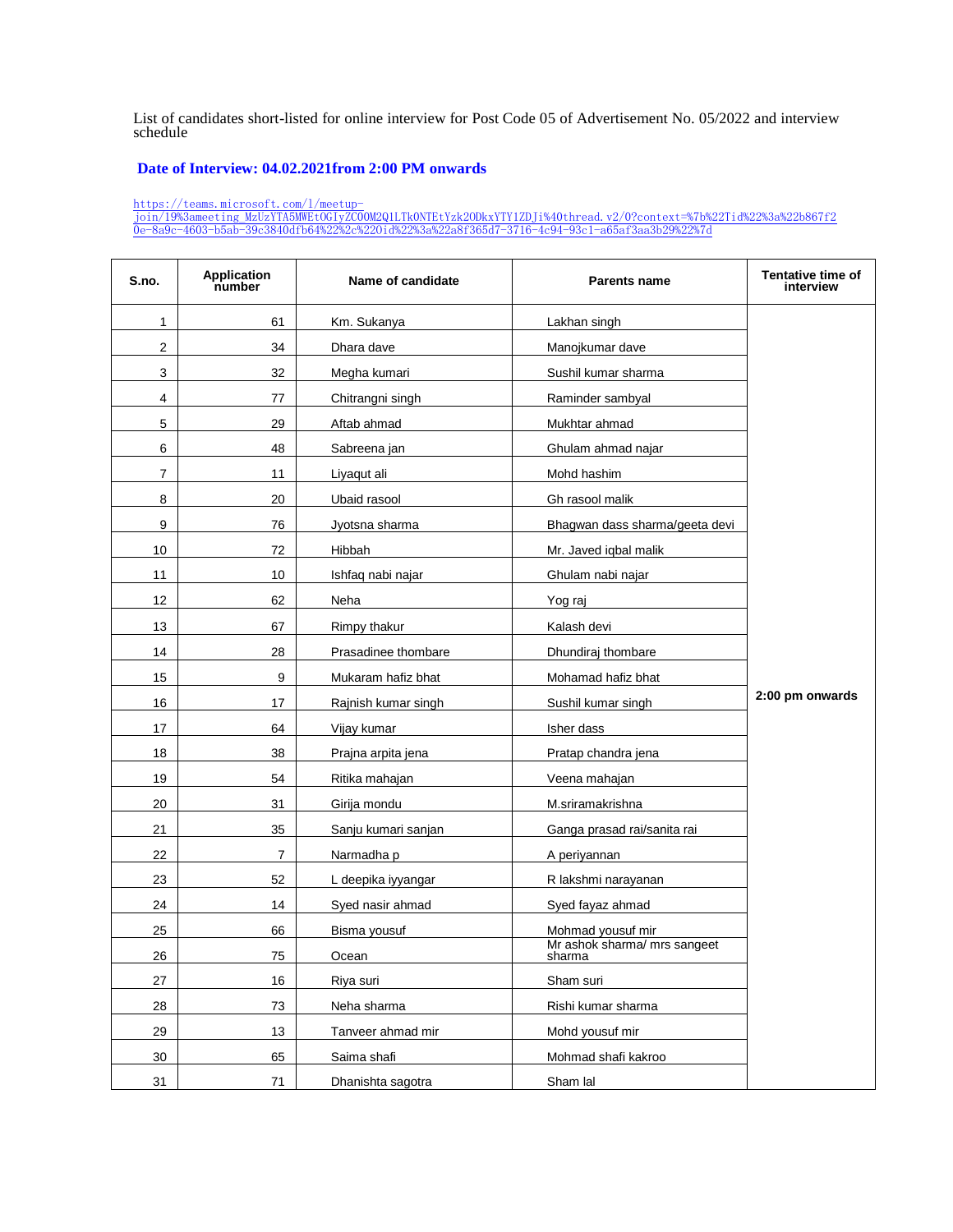List of candidates short-listed for online interview for Post Code 05 of Advertisement No. 05/2022 and interview schedule

**Date of Interview: 04.02.2021from 2:00 PM onwards**

https://teams.microsoft.com/l/meetup-join/19%3ameeting_MzUzYTA5MWEtOGIyZC00M2Q1LTk0NTEtYzk2ODkxYTY1ZDJi%40thread.v2/0?context=%7b%22Tid%22%3a%22b867f20e-8a9c-4603-b5ab-39c3840dfb64%22%2c%22Oid%22%3a%22a8f365d7-3716-4c94-93c1-a65af3aa3b29%22%7d

| S.no. | Application number | Name of candidate | Parents name | Tentative time of interview |
|---|---|---|---|---|
| 1 | 61 | Km. Sukanya | Lakhan singh | 2:00 pm onwards |
| 2 | 34 | Dhara dave | Manojkumar dave | |
| 3 | 32 | Megha kumari | Sushil kumar sharma | |
| 4 | 77 | Chitrangni singh | Raminder sambyal | |
| 5 | 29 | Aftab ahmad | Mukhtar ahmad | |
| 6 | 48 | Sabreena jan | Ghulam ahmad najar | |
| 7 | 11 | Liyaqut ali | Mohd hashim | |
| 8 | 20 | Ubaid rasool | Gh rasool malik | |
| 9 | 76 | Jyotsna sharma | Bhagwan dass sharma/geeta devi | |
| 10 | 72 | Hibbah | Mr. Javed iqbal malik | |
| 11 | 10 | Ishfaq nabi najar | Ghulam nabi najar | |
| 12 | 62 | Neha | Yog raj | |
| 13 | 67 | Rimpy thakur | Kalash devi | |
| 14 | 28 | Prasadinee thombare | Dhundiraj thombare | |
| 15 | 9 | Mukaram hafiz bhat | Mohamad hafiz bhat | |
| 16 | 17 | Rajnish kumar singh | Sushil kumar singh | |
| 17 | 64 | Vijay kumar | Isher dass | |
| 18 | 38 | Prajna arpita jena | Pratap chandra jena | |
| 19 | 54 | Ritika mahajan | Veena mahajan | |
| 20 | 31 | Girija mondu | M.sriramakrishna | |
| 21 | 35 | Sanju kumari sanjan | Ganga prasad rai/sanita rai | |
| 22 | 7 | Narmadha p | A periyannan | |
| 23 | 52 | L deepika iyyangar | R lakshmi narayanan | |
| 24 | 14 | Syed nasir ahmad | Syed fayaz ahmad | |
| 25 | 66 | Bisma yousuf | Mohmad yousuf mir | |
| 26 | 75 | Ocean | Mr ashok sharma/ mrs sangeet sharma | |
| 27 | 16 | Riya suri | Sham suri | |
| 28 | 73 | Neha sharma | Rishi kumar sharma | |
| 29 | 13 | Tanveer ahmad mir | Mohd yousuf mir | |
| 30 | 65 | Saima shafi | Mohmad shafi kakroo | |
| 31 | 71 | Dhanishta sagotra | Sham lal | |